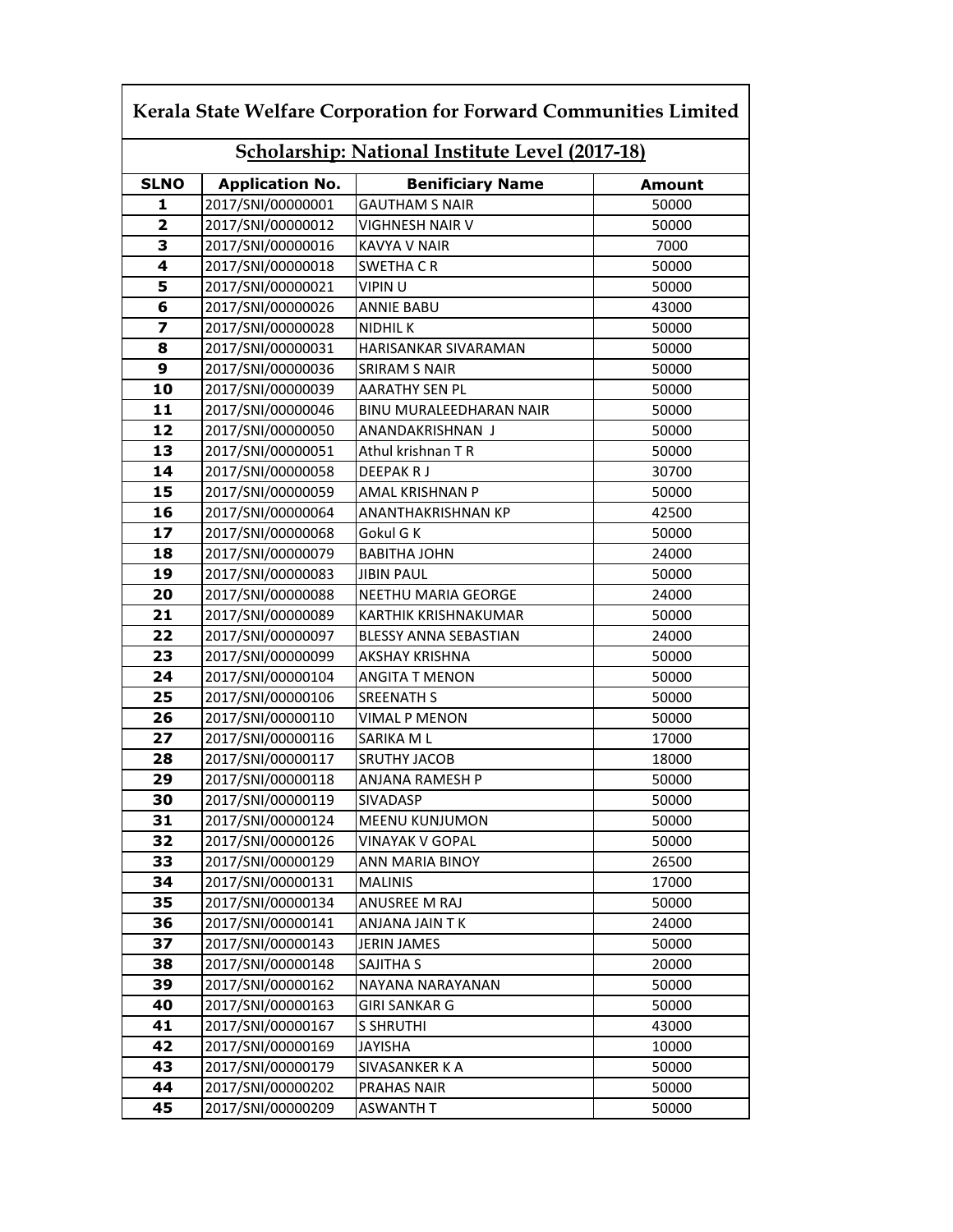# Kerala State Welfare Corporation for Forward Communities Limited

## Scholarship: National Institute Level (2017-18)

| SLNO | Application No. | Benificiary Name | Amount |
|---|---|---|---|
| 1 | 2017/SNI/00000001 | GAUTHAM S NAIR | 50000 |
| 2 | 2017/SNI/00000012 | VIGHNESH NAIR V | 50000 |
| 3 | 2017/SNI/00000016 | KAVYA V NAIR | 7000 |
| 4 | 2017/SNI/00000018 | SWETHA C R | 50000 |
| 5 | 2017/SNI/00000021 | VIPIN U | 50000 |
| 6 | 2017/SNI/00000026 | ANNIE BABU | 43000 |
| 7 | 2017/SNI/00000028 | NIDHIL K | 50000 |
| 8 | 2017/SNI/00000031 | HARISANKAR SIVARAMAN | 50000 |
| 9 | 2017/SNI/00000036 | SRIRAM S NAIR | 50000 |
| 10 | 2017/SNI/00000039 | AARATHY SEN PL | 50000 |
| 11 | 2017/SNI/00000046 | BINU MURALEEDHARAN NAIR | 50000 |
| 12 | 2017/SNI/00000050 | ANANDAKRISHNAN J | 50000 |
| 13 | 2017/SNI/00000051 | Athul krishnan T R | 50000 |
| 14 | 2017/SNI/00000058 | DEEPAK R J | 30700 |
| 15 | 2017/SNI/00000059 | AMAL KRISHNAN P | 50000 |
| 16 | 2017/SNI/00000064 | ANANTHAKRISHNAN KP | 42500 |
| 17 | 2017/SNI/00000068 | Gokul G K | 50000 |
| 18 | 2017/SNI/00000079 | BABITHA JOHN | 24000 |
| 19 | 2017/SNI/00000083 | JIBIN PAUL | 50000 |
| 20 | 2017/SNI/00000088 | NEETHU MARIA GEORGE | 24000 |
| 21 | 2017/SNI/00000089 | KARTHIK KRISHNAKUMAR | 50000 |
| 22 | 2017/SNI/00000097 | BLESSY ANNA SEBASTIAN | 24000 |
| 23 | 2017/SNI/00000099 | AKSHAY KRISHNA | 50000 |
| 24 | 2017/SNI/00000104 | ANGITA T MENON | 50000 |
| 25 | 2017/SNI/00000106 | SREENATH S | 50000 |
| 26 | 2017/SNI/00000110 | VIMAL P MENON | 50000 |
| 27 | 2017/SNI/00000116 | SARIKA M L | 17000 |
| 28 | 2017/SNI/00000117 | SRUTHY JACOB | 18000 |
| 29 | 2017/SNI/00000118 | ANJANA RAMESH P | 50000 |
| 30 | 2017/SNI/00000119 | SIVADASP | 50000 |
| 31 | 2017/SNI/00000124 | MEENU KUNJUMON | 50000 |
| 32 | 2017/SNI/00000126 | VINAYAK V GOPAL | 50000 |
| 33 | 2017/SNI/00000129 | ANN MARIA BINOY | 26500 |
| 34 | 2017/SNI/00000131 | MALINIS | 17000 |
| 35 | 2017/SNI/00000134 | ANUSREE M RAJ | 50000 |
| 36 | 2017/SNI/00000141 | ANJANA JAIN T K | 24000 |
| 37 | 2017/SNI/00000143 | JERIN JAMES | 50000 |
| 38 | 2017/SNI/00000148 | SAJITHA S | 20000 |
| 39 | 2017/SNI/00000162 | NAYANA NARAYANAN | 50000 |
| 40 | 2017/SNI/00000163 | GIRI SANKAR G | 50000 |
| 41 | 2017/SNI/00000167 | S SHRUTHI | 43000 |
| 42 | 2017/SNI/00000169 | JAYISHA | 10000 |
| 43 | 2017/SNI/00000179 | SIVASANKER K A | 50000 |
| 44 | 2017/SNI/00000202 | PRAHAS NAIR | 50000 |
| 45 | 2017/SNI/00000209 | ASWANTH T | 50000 |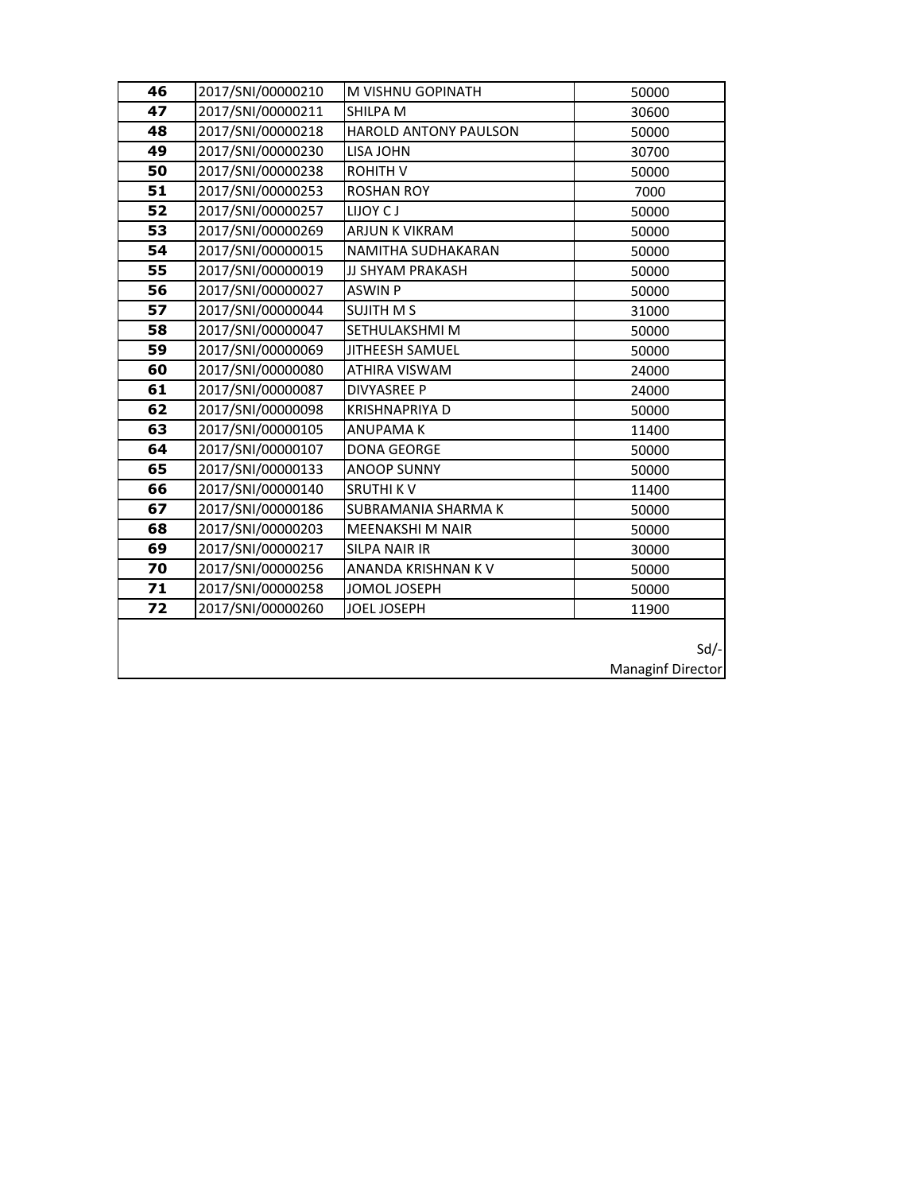| | | | |
|---|---|---|---|
| **46** | 2017/SNI/00000210 | M VISHNU GOPINATH | 50000 |
| **47** | 2017/SNI/00000211 | SHILPA M | 30600 |
| **48** | 2017/SNI/00000218 | HAROLD ANTONY PAULSON | 50000 |
| **49** | 2017/SNI/00000230 | LISA JOHN | 30700 |
| **50** | 2017/SNI/00000238 | ROHITH V | 50000 |
| **51** | 2017/SNI/00000253 | ROSHAN ROY | 7000 |
| **52** | 2017/SNI/00000257 | LIJOY C J | 50000 |
| **53** | 2017/SNI/00000269 | ARJUN K VIKRAM | 50000 |
| **54** | 2017/SNI/00000015 | NAMITHA SUDHAKARAN | 50000 |
| **55** | 2017/SNI/00000019 | JJ SHYAM PRAKASH | 50000 |
| **56** | 2017/SNI/00000027 | ASWIN P | 50000 |
| **57** | 2017/SNI/00000044 | SUJITH M S | 31000 |
| **58** | 2017/SNI/00000047 | SETHULAKSHMI M | 50000 |
| **59** | 2017/SNI/00000069 | JITHEESH SAMUEL | 50000 |
| **60** | 2017/SNI/00000080 | ATHIRA VISWAM | 24000 |
| **61** | 2017/SNI/00000087 | DIVYASREE P | 24000 |
| **62** | 2017/SNI/00000098 | KRISHNAPRIYA D | 50000 |
| **63** | 2017/SNI/00000105 | ANUPAMA K | 11400 |
| **64** | 2017/SNI/00000107 | DONA GEORGE | 50000 |
| **65** | 2017/SNI/00000133 | ANOOP SUNNY | 50000 |
| **66** | 2017/SNI/00000140 | SRUTHI K V | 11400 |
| **67** | 2017/SNI/00000186 | SUBRAMANIA SHARMA K | 50000 |
| **68** | 2017/SNI/00000203 | MEENAKSHI M NAIR | 50000 |
| **69** | 2017/SNI/00000217 | SILPA NAIR IR | 30000 |
| **70** | 2017/SNI/00000256 | ANANDA KRISHNAN K V | 50000 |
| **71** | 2017/SNI/00000258 | JOMOL JOSEPH | 50000 |
| **72** | 2017/SNI/00000260 | JOEL JOSEPH | 11900 |

Sd/-

Managinf Director